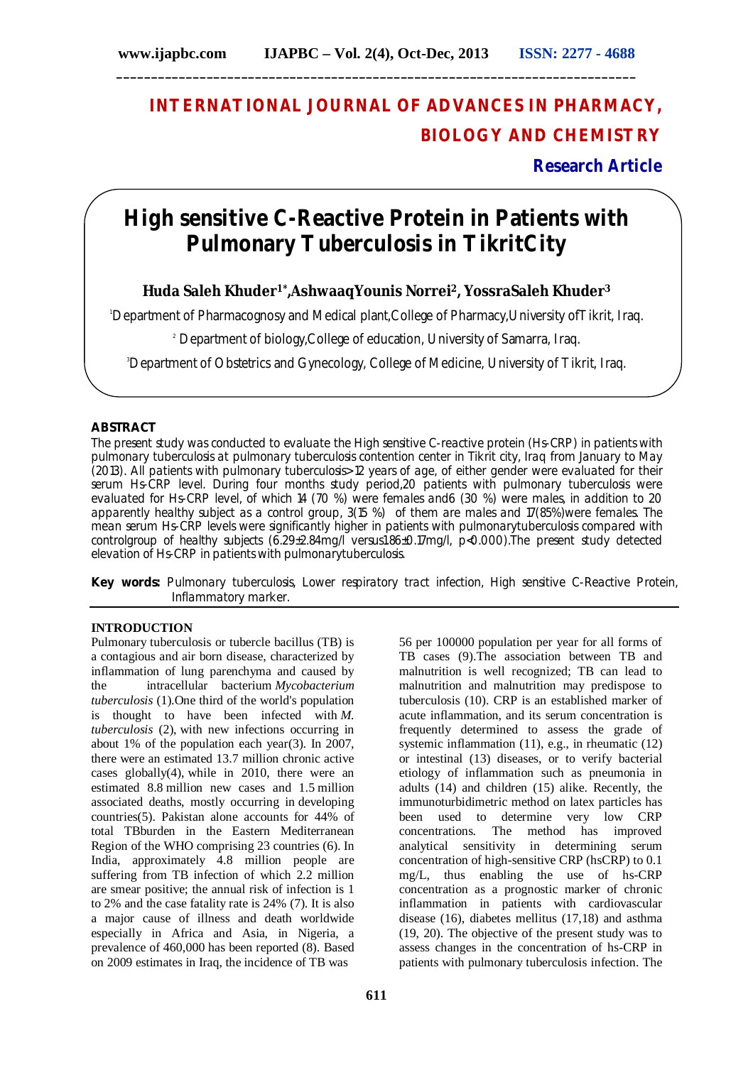# INTERNATIONAL JOURNAL OF ADVANCES IN PHARMACY, BIOLOGY AND CHEMISTRY

**Research Article**

# High sensitive C-Reactive Protein in Patients with Pulmonary Tuberculosis in TikritCity

**Huda Saleh Khuder[1*],AshwaaqYounis Norrei[2], YossraSaleh Khuder[3]**

[1]Department of Pharmacognosy and Medical plant,College of Pharmacy,University ofTikrit, Iraq.

[2] Department of biology,College of education, University of Samarra, Iraq.

[3]Department of Obstetrics and Gynecology, College of Medicine, University of Tikrit, Iraq.

## ABSTRACT

The present study was conducted to evaluate the High sensitive C-reactive protein (Hs-CRP) in patients with pulmonary tuberculosis at pulmonary tuberculosis contention center in Tikrit city, Iraq from January to May (2013). All patients with pulmonary tuberculosis>12 years of age, of either gender were evaluated for their serum Hs-CRP level. During four months study period,20 patients with pulmonary tuberculosis were evaluated for Hs-CRP level, of which 14 (70 %) were females and6 (30 %) were males, in addition to 20 apparently healthy subject as a control group, 3(15 %) of them are males and 17(85%)were females. The mean serum Hs-CRP levels were significantly higher in patients with pulmonarytuberculosis compared with controlgroup of healthy subjects (6.29±2.84mg/l versus1.86±0.17mg/l, p<0.000).The present study detected elevation of Hs-CRP in patients with pulmonarytuberculosis.

**Key words:** Pulmonary tuberculosis, Lower respiratory tract infection, High sensitive C-Reactive Protein, Inflammatory marker.

## INTRODUCTION

Pulmonary tuberculosis or tubercle bacillus (TB) is a contagious and air born disease, characterized by inflammation of lung parenchyma and caused by the intracellular bacterium *Mycobacterium tuberculosis* (1).One third of the world's population is thought to have been infected with *M. tuberculosis* (2), with new infections occurring in about 1% of the population each year(3). In 2007, there were an estimated 13.7 million chronic active cases globally(4), while in 2010, there were an estimated 8.8 million new cases and 1.5 million associated deaths, mostly occurring in developing countries(5). Pakistan alone accounts for 44% of total TBburden in the Eastern Mediterranean Region of the WHO comprising 23 countries (6). In India, approximately 4.8 million people are suffering from TB infection of which 2.2 million are smear positive; the annual risk of infection is 1 to 2% and the case fatality rate is 24% (7). It is also a major cause of illness and death worldwide especially in Africa and Asia, in Nigeria, a prevalence of 460,000 has been reported (8). Based on 2009 estimates in Iraq, the incidence of TB was 56 per 100000 population per year for all forms of TB cases (9).The association between TB and malnutrition is well recognized; TB can lead to malnutrition and malnutrition may predispose to tuberculosis (10). CRP is an established marker of acute inflammation, and its serum concentration is frequently determined to assess the grade of systemic inflammation (11), e.g., in rheumatic (12) or intestinal (13) diseases, or to verify bacterial etiology of inflammation such as pneumonia in adults (14) and children (15) alike. Recently, the immunoturbidimetric method on latex particles has been used to determine very low CRP concentrations. The method has improved analytical sensitivity in determining serum concentration of high-sensitive CRP (hsCRP) to 0.1 mg/L, thus enabling the use of hs-CRP concentration as a prognostic marker of chronic inflammation in patients with cardiovascular disease (16), diabetes mellitus (17,18) and asthma (19, 20). The objective of the present study was to assess changes in the concentration of hs-CRP in patients with pulmonary tuberculosis infection. The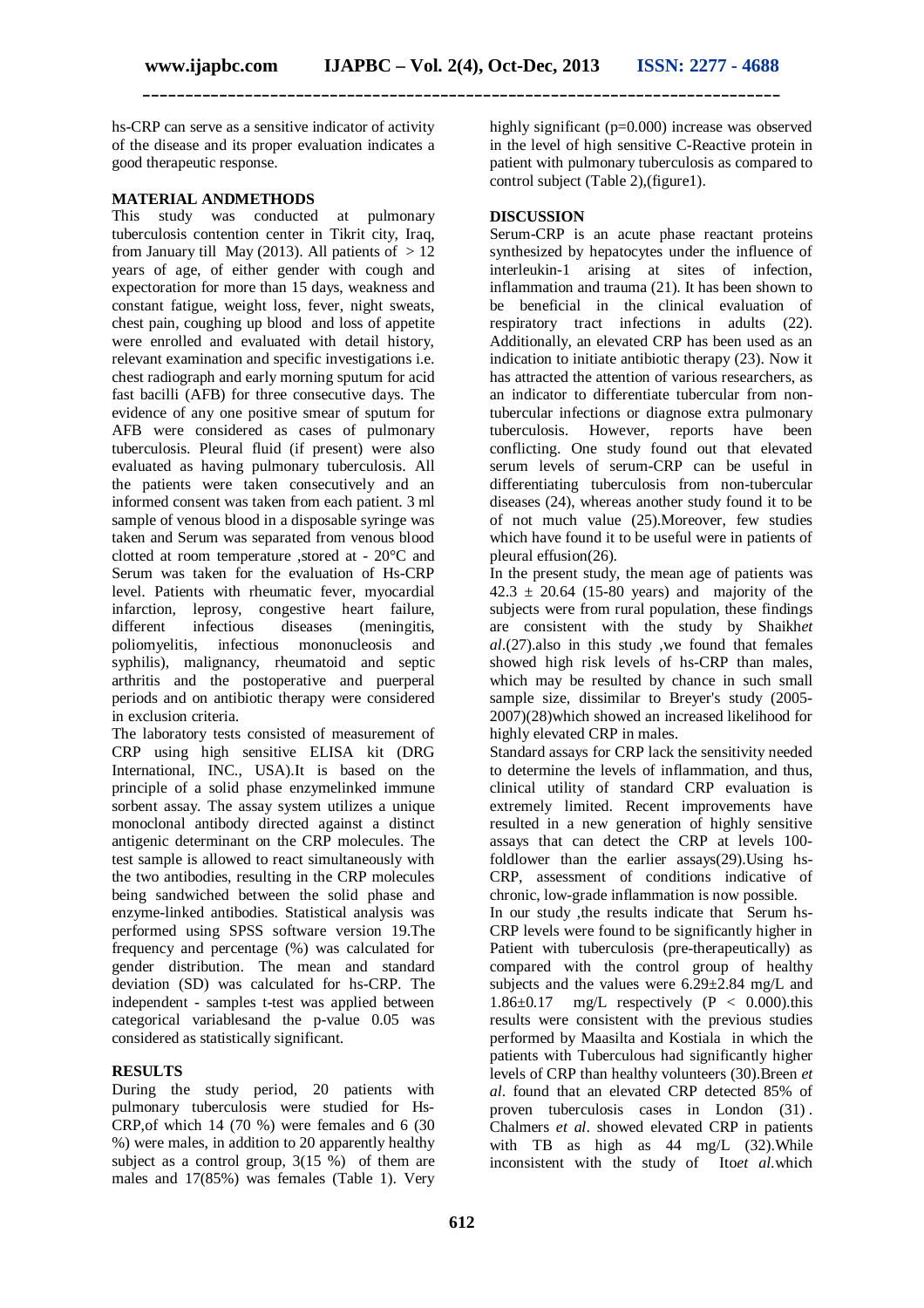hs-CRP can serve as a sensitive indicator of activity of the disease and its proper evaluation indicates a good therapeutic response.

## MATERIAL ANDMETHODS

This study was conducted at pulmonary tuberculosis contention center in Tikrit city, Iraq, from January till May (2013). All patients of > 12 years of age, of either gender with cough and expectoration for more than 15 days, weakness and constant fatigue, weight loss, fever, night sweats, chest pain, coughing up blood and loss of appetite were enrolled and evaluated with detail history, relevant examination and specific investigations i.e. chest radiograph and early morning sputum for acid fast bacilli (AFB) for three consecutive days. The evidence of any one positive smear of sputum for AFB were considered as cases of pulmonary tuberculosis. Pleural fluid (if present) were also evaluated as having pulmonary tuberculosis. All the patients were taken consecutively and an informed consent was taken from each patient. 3 ml sample of venous blood in a disposable syringe was taken and Serum was separated from venous blood clotted at room temperature ,stored at - 20°C and Serum was taken for the evaluation of Hs-CRP level. Patients with rheumatic fever, myocardial infarction, leprosy, congestive heart failure, different infectious diseases (meningitis, poliomyelitis, infectious mononucleosis and syphilis), malignancy, rheumatoid and septic arthritis and the postoperative and puerperal periods and on antibiotic therapy were considered in exclusion criteria.

The laboratory tests consisted of measurement of CRP using high sensitive ELISA kit (DRG International, INC., USA).It is based on the principle of a solid phase enzymelinked immune sorbent assay. The assay system utilizes a unique monoclonal antibody directed against a distinct antigenic determinant on the CRP molecules. The test sample is allowed to react simultaneously with the two antibodies, resulting in the CRP molecules being sandwiched between the solid phase and enzyme-linked antibodies. Statistical analysis was performed using SPSS software version 19.The frequency and percentage (%) was calculated for gender distribution. The mean and standard deviation (SD) was calculated for hs-CRP. The independent - samples t-test was applied between categorical variablesand the p-value 0.05 was considered as statistically significant.

## RESULTS

During the study period, 20 patients with pulmonary tuberculosis were studied for Hs-CRP,of which 14 (70 %) were females and 6 (30 %) were males, in addition to 20 apparently healthy subject as a control group, 3(15 %) of them are males and 17(85%) was females (Table 1). Very highly significant (p=0.000) increase was observed in the level of high sensitive C-Reactive protein in patient with pulmonary tuberculosis as compared to control subject (Table 2),(figure1).

## DISCUSSION

Serum-CRP is an acute phase reactant proteins synthesized by hepatocytes under the influence of interleukin-1 arising at sites of infection, inflammation and trauma (21). It has been shown to be beneficial in the clinical evaluation of respiratory tract infections in adults (22). Additionally, an elevated CRP has been used as an indication to initiate antibiotic therapy (23). Now it has attracted the attention of various researchers, as an indicator to differentiate tubercular from non-tubercular infections or diagnose extra pulmonary tuberculosis. However, reports have been conflicting. One study found out that elevated serum levels of serum-CRP can be useful in differentiating tuberculosis from non-tubercular diseases (24), whereas another study found it to be of not much value (25).Moreover, few studies which have found it to be useful were in patients of pleural effusion(26).

In the present study, the mean age of patients was 42.3 ± 20.64 (15-80 years) and majority of the subjects were from rural population, these findings are consistent with the study by Shaikh*et al*.(27).also in this study ,we found that females showed high risk levels of hs-CRP than males, which may be resulted by chance in such small sample size, dissimilar to Breyer's study (2005-2007)(28)which showed an increased likelihood for highly elevated CRP in males.

Standard assays for CRP lack the sensitivity needed to determine the levels of inflammation, and thus, clinical utility of standard CRP evaluation is extremely limited. Recent improvements have resulted in a new generation of highly sensitive assays that can detect the CRP at levels 100-foldlower than the earlier assays(29).Using hs-CRP, assessment of conditions indicative of chronic, low-grade inflammation is now possible.

In our study ,the results indicate that Serum hs-CRP levels were found to be significantly higher in Patient with tuberculosis (pre-therapeutically) as compared with the control group of healthy subjects and the values were 6.29±2.84 mg/L and 1.86±0.17 mg/L respectively (P < 0.000).this results were consistent with the previous studies performed by Maasilta and Kostiala in which the patients with Tuberculous had significantly higher levels of CRP than healthy volunteers (30).Breen *et al*. found that an elevated CRP detected 85% of proven tuberculosis cases in London (31) . Chalmers *et al*. showed elevated CRP in patients with TB as high as 44 mg/L (32).While inconsistent with the study of Ito*et al.*which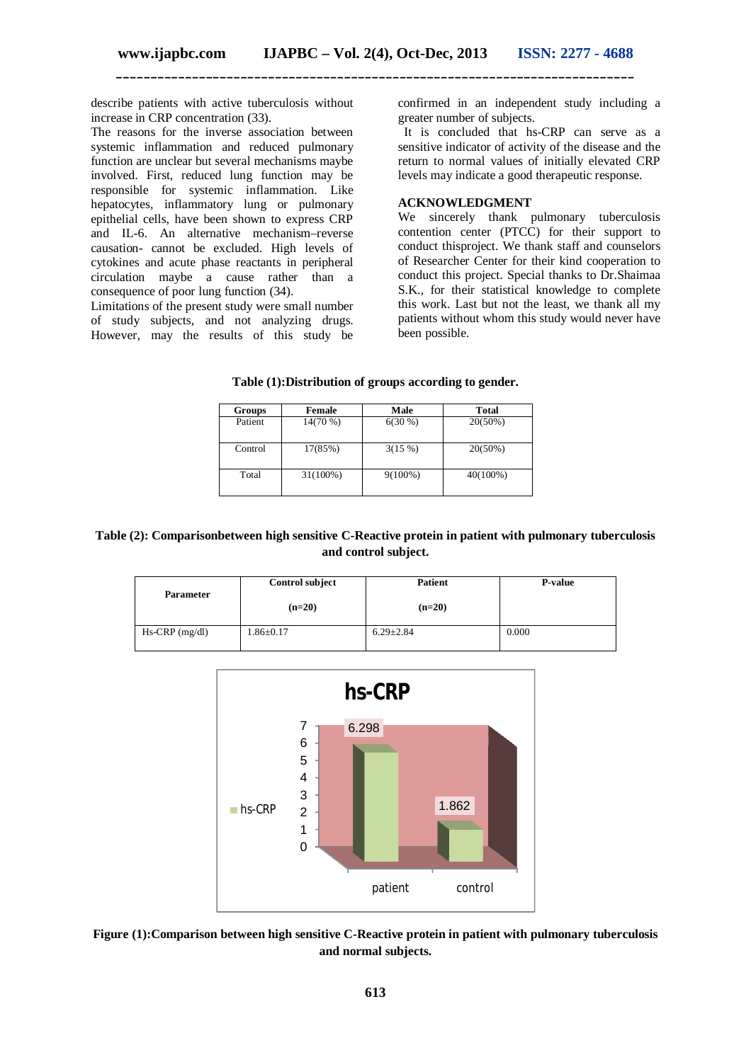describe patients with active tuberculosis without increase in CRP concentration (33).

The reasons for the inverse association between systemic inflammation and reduced pulmonary function are unclear but several mechanisms maybe involved. First, reduced lung function may be responsible for systemic inflammation. Like hepatocytes, inflammatory lung or pulmonary epithelial cells, have been shown to express CRP and IL-6. An alternative mechanism–reverse causation- cannot be excluded. High levels of cytokines and acute phase reactants in peripheral circulation maybe a cause rather than a consequence of poor lung function (34).

Limitations of the present study were small number of study subjects, and not analyzing drugs. However, may the results of this study be confirmed in an independent study including a greater number of subjects.

It is concluded that hs-CRP can serve as a sensitive indicator of activity of the disease and the return to normal values of initially elevated CRP levels may indicate a good therapeutic response.

## ACKNOWLEDGMENT

We sincerely thank pulmonary tuberculosis contention center (PTCC) for their support to conduct thisproject. We thank staff and counselors of Researcher Center for their kind cooperation to conduct this project. Special thanks to Dr.Shaimaa S.K., for their statistical knowledge to complete this work. Last but not the least, we thank all my patients without whom this study would never have been possible.

**Table (1):Distribution of groups according to gender.**

| Groups | Female | Male | Total |
|---|---|---|---|
| Patient | 14(70 %) | 6(30 %) | 20(50%) |
| Control | 17(85%) | 3(15 %) | 20(50%) |
| Total | 31(100%) | 9(100%) | 40(100%) |

**Table (2): Comparisonbetween high sensitive C-Reactive protein in patient with pulmonary tuberculosis and control subject.**

| Parameter | Control subject (n=20) | Patient (n=20) | P-value |
|---|---|---|---|
| Hs-CRP (mg/dl) | 1.86±0.17 | 6.29±2.84 | 0.000 |

**hs-CRP**

| | patient | control |
|---|---|---|
| hs-CRP | 6.298 | 1.862 |

**Figure (1):Comparison between high sensitive C-Reactive protein in patient with pulmonary tuberculosis and normal subjects.**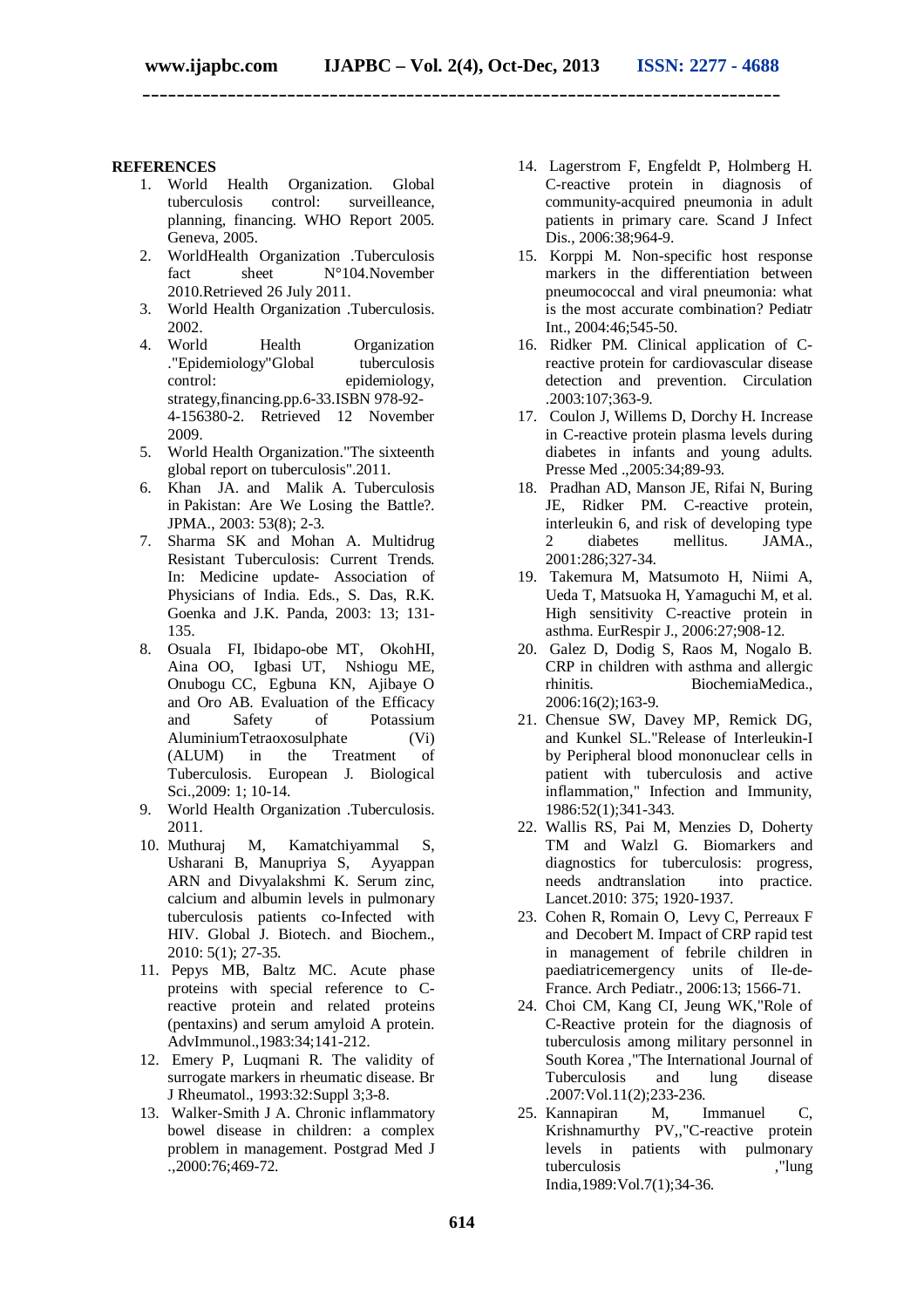## REFERENCES

1. World Health Organization. Global tuberculosis control: surveilleance, planning, financing. WHO Report 2005. Geneva, 2005.
2. WorldHealth Organization .Tuberculosis fact sheet N°104.November 2010.Retrieved 26 July 2011.
3. World Health Organization .Tuberculosis. 2002.
4. World Health Organization ."Epidemiology"Global tuberculosis control: epidemiology, strategy,financing.pp.6-33.ISBN 978-92-4-156380-2. Retrieved 12 November 2009.
5. World Health Organization."The sixteenth global report on tuberculosis".2011.
6. Khan JA. and Malik A. Tuberculosis in Pakistan: Are We Losing the Battle?. JPMA., 2003: 53(8); 2-3.
7. Sharma SK and Mohan A. Multidrug Resistant Tuberculosis: Current Trends. In: Medicine update- Association of Physicians of India. Eds., S. Das, R.K. Goenka and J.K. Panda, 2003: 13; 131-135.
8. Osuala FI, Ibidapo-obe MT, OkohHI, Aina OO, Igbasi UT, Nshiogu ME, Onubogu CC, Egbuna KN, Ajibaye O and Oro AB. Evaluation of the Efficacy and Safety of Potassium AluminiumTetraoxosulphate (Vi) (ALUM) in the Treatment of Tuberculosis. European J. Biological Sci.,2009: 1; 10-14.
9. World Health Organization .Tuberculosis. 2011.
10. Muthuraj M, Kamatchiyammal S, Usharani B, Manupriya S, Ayyappan ARN and Divyalakshmi K. Serum zinc, calcium and albumin levels in pulmonary tuberculosis patients co-Infected with HIV. Global J. Biotech. and Biochem., 2010: 5(1); 27-35.
11. Pepys MB, Baltz MC. Acute phase proteins with special reference to C-reactive protein and related proteins (pentaxins) and serum amyloid A protein. AdvImmunol.,1983:34;141-212.
12. Emery P, Luqmani R. The validity of surrogate markers in rheumatic disease. Br J Rheumatol., 1993:32:Suppl 3;3-8.
13. Walker-Smith J A. Chronic inflammatory bowel disease in children: a complex problem in management. Postgrad Med J .,2000:76;469-72.
14. Lagerstrom F, Engfeldt P, Holmberg H. C-reactive protein in diagnosis of community-acquired pneumonia in adult patients in primary care. Scand J Infect Dis., 2006:38;964-9.
15. Korppi M. Non-specific host response markers in the differentiation between pneumococcal and viral pneumonia: what is the most accurate combination? Pediatr Int., 2004:46;545-50.
16. Ridker PM. Clinical application of C-reactive protein for cardiovascular disease detection and prevention. Circulation .2003:107;363-9.
17. Coulon J, Willems D, Dorchy H. Increase in C-reactive protein plasma levels during diabetes in infants and young adults. Presse Med .,2005:34;89-93.
18. Pradhan AD, Manson JE, Rifai N, Buring JE, Ridker PM. C-reactive protein, interleukin 6, and risk of developing type 2 diabetes mellitus. JAMA., 2001:286;327-34.
19. Takemura M, Matsumoto H, Niimi A, Ueda T, Matsuoka H, Yamaguchi M, et al. High sensitivity C-reactive protein in asthma. EurRespir J., 2006:27;908-12.
20. Galez D, Dodig S, Raos M, Nogalo B. CRP in children with asthma and allergic rhinitis. BiochemiaMedica., 2006:16(2);163-9.
21. Chensue SW, Davey MP, Remick DG, and Kunkel SL."Release of Interleukin-I by Peripheral blood mononuclear cells in patient with tuberculosis and active inflammation," Infection and Immunity, 1986:52(1);341-343.
22. Wallis RS, Pai M, Menzies D, Doherty TM and Walzl G. Biomarkers and diagnostics for tuberculosis: progress, needs andtranslation into practice. Lancet.2010: 375; 1920-1937.
23. Cohen R, Romain O, Levy C, Perreaux F and Decobert M. Impact of CRP rapid test in management of febrile children in paediatricemergency units of Ile-de-France. Arch Pediatr., 2006:13; 1566-71.
24. Choi CM, Kang CI, Jeung WK,"Role of C-Reactive protein for the diagnosis of tuberculosis among military personnel in South Korea ,"The International Journal of Tuberculosis and lung disease .2007:Vol.11(2);233-236.
25. Kannapiran M, Immanuel C, Krishnamurthy PV,,"C-reactive protein levels in patients with pulmonary tuberculosis ,"lung India,1989:Vol.7(1);34-36.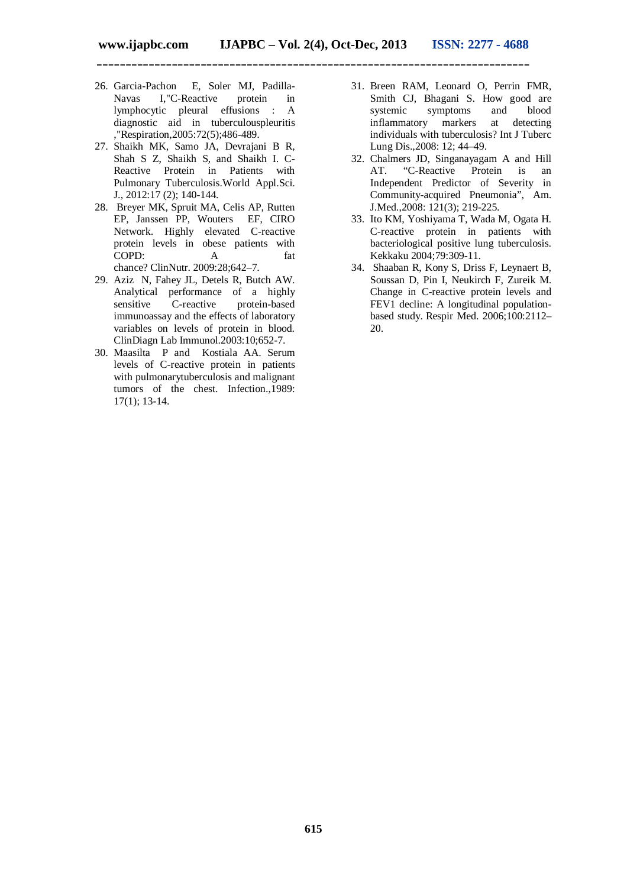26. Garcia-Pachon E, Soler MJ, Padilla-Navas I,"C-Reactive protein in lymphocytic pleural effusions : A diagnostic aid in tuberculouspleuritis ,"Respiration,2005:72(5);486-489.
27. Shaikh MK, Samo JA, Devrajani B R, Shah S Z, Shaikh S, and Shaikh I. C-Reactive Protein in Patients with Pulmonary Tuberculosis.World Appl.Sci. J., 2012:17 (2); 140-144.
28. Breyer MK, Spruit MA, Celis AP, Rutten EP, Janssen PP, Wouters EF, CIRO Network. Highly elevated C-reactive protein levels in obese patients with COPD: A fat chance? ClinNutr. 2009:28;642–7.
29. Aziz N, Fahey JL, Detels R, Butch AW. Analytical performance of a highly sensitive C-reactive protein-based immunoassay and the effects of laboratory variables on levels of protein in blood. ClinDiagn Lab Immunol.2003:10;652-7.
30. Maasilta P and Kostiala AA. Serum levels of C-reactive protein in patients with pulmonarytuberculosis and malignant tumors of the chest. Infection.,1989: 17(1); 13-14.
31. Breen RAM, Leonard O, Perrin FMR, Smith CJ, Bhagani S. How good are systemic symptoms and blood inflammatory markers at detecting individuals with tuberculosis? Int J Tuberc Lung Dis.,2008: 12; 44–49.
32. Chalmers JD, Singanayagam A and Hill AT. "C-Reactive Protein is an Independent Predictor of Severity in Community-acquired Pneumonia", Am. J.Med.,2008: 121(3); 219-225.
33. Ito KM, Yoshiyama T, Wada M, Ogata H. C-reactive protein in patients with bacteriological positive lung tuberculosis. Kekkaku 2004;79:309-11.
34. Shaaban R, Kony S, Driss F, Leynaert B, Soussan D, Pin I, Neukirch F, Zureik M. Change in C-reactive protein levels and FEV1 decline: A longitudinal population-based study. Respir Med. 2006;100:2112–20.